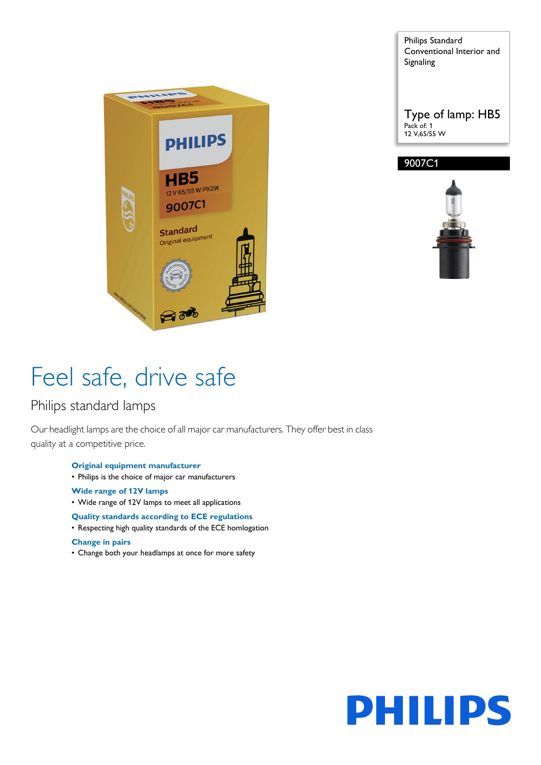Philips Standard Conventional Interior and Signaling

Type of lamp: HB5

Pack of: 1

12 V,65/55 W

9007C1

# Feel safe, drive safe

## Philips standard lamps

Our headlight lamps are the choice of all major car manufacturers. They offer best in class quality at a competitive price.

**Original equipment manufacturer**

- Philips is the choice of major car manufacturers

**Wide range of 12V lamps**

- Wide range of 12V lamps to meet all applications

**Quality standards according to ECE regulations**

- Respecting high quality standards of the ECE homlogation

**Change in pairs**

- Change both your headlamps at once for more safety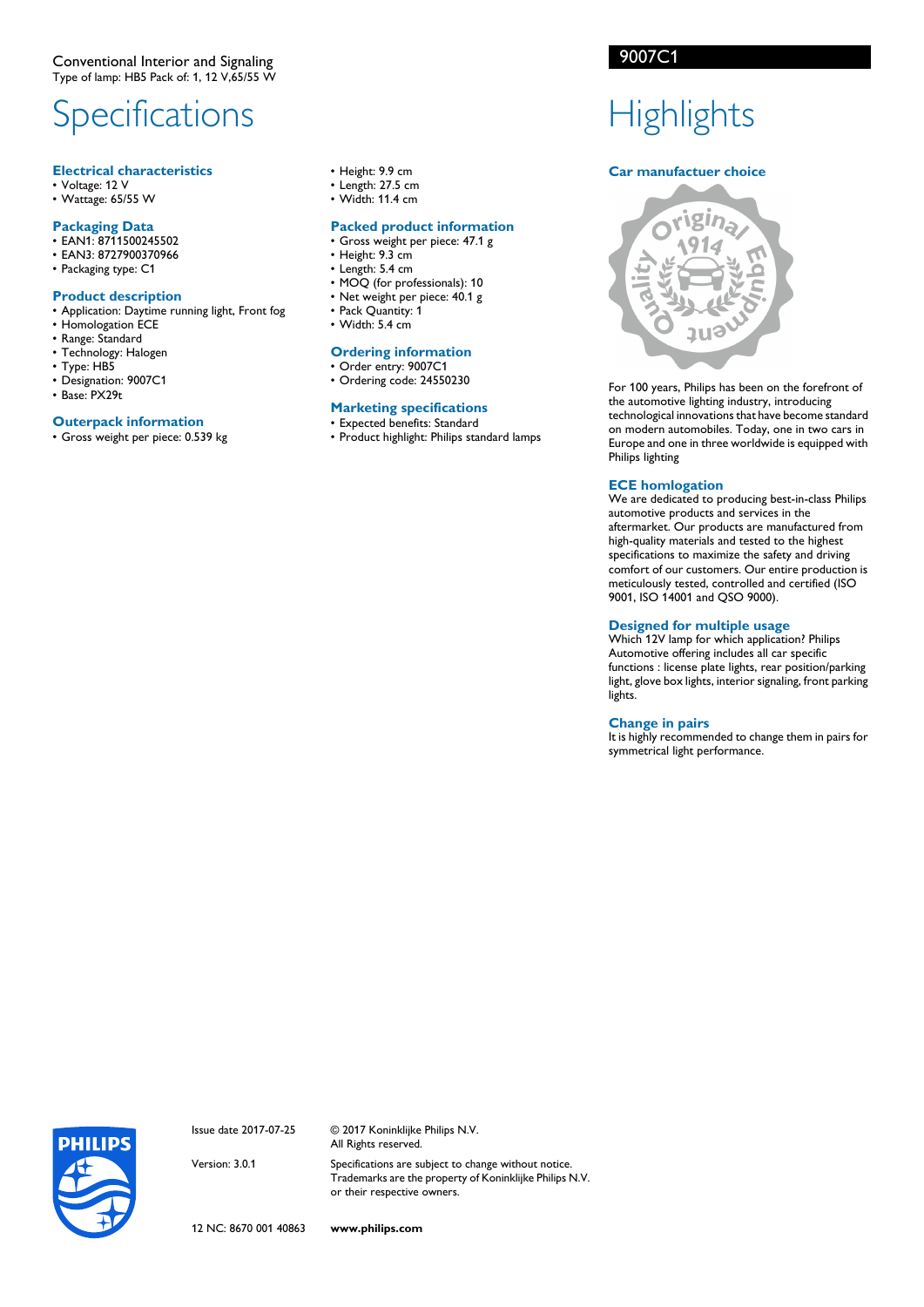Conventional Interior and Signaling
Type of lamp: HB5 Pack of: 1, 12 V,65/55 W

# Specifications

### Electrical characteristics
- Voltage: 12 V
- Wattage: 65/55 W

### Packaging Data
- EAN1: 8711500245502
- EAN3: 8727900370966
- Packaging type: C1

### Product description
- Application: Daytime running light, Front fog
- Homologation ECE
- Range: Standard
- Technology: Halogen
- Type: HB5
- Designation: 9007C1
- Base: PX29t

### Outerpack information
- Gross weight per piece: 0.539 kg
- Height: 9.9 cm
- Length: 27.5 cm
- Width: 11.4 cm

### Packed product information
- Gross weight per piece: 47.1 g
- Height: 9.3 cm
- Length: 5.4 cm
- MOQ (for professionals): 10
- Net weight per piece: 40.1 g
- Pack Quantity: 1
- Width: 5.4 cm

### Ordering information
- Order entry: 9007C1
- Ordering code: 24550230

### Marketing specifications
- Expected benefits: Standard
- Product highlight: Philips standard lamps

9007C1

# Highlights

### Car manufactuer choice

For 100 years, Philips has been on the forefront of the automotive lighting industry, introducing technological innovations that have become standard on modern automobiles. Today, one in two cars in Europe and one in three worldwide is equipped with Philips lighting

### ECE homlogation
We are dedicated to producing best-in-class Philips automotive products and services in the aftermarket. Our products are manufactured from high-quality materials and tested to the highest specifications to maximize the safety and driving comfort of our customers. Our entire production is meticulously tested, controlled and certified (ISO 9001, ISO 14001 and QSO 9000).

### Designed for multiple usage
Which 12V lamp for which application? Philips Automotive offering includes all car specific functions : license plate lights, rear position/parking light, glove box lights, interior signaling, front parking lights.

### Change in pairs
It is highly recommended to change them in pairs for symmetrical light performance.

Issue date 2017-07-25

Version: 3.0.1

12 NC: 8670 001 40863

© 2017 Koninklijke Philips N.V.
All Rights reserved.

Specifications are subject to change without notice. Trademarks are the property of Koninklijke Philips N.V. or their respective owners.

**www.philips.com**